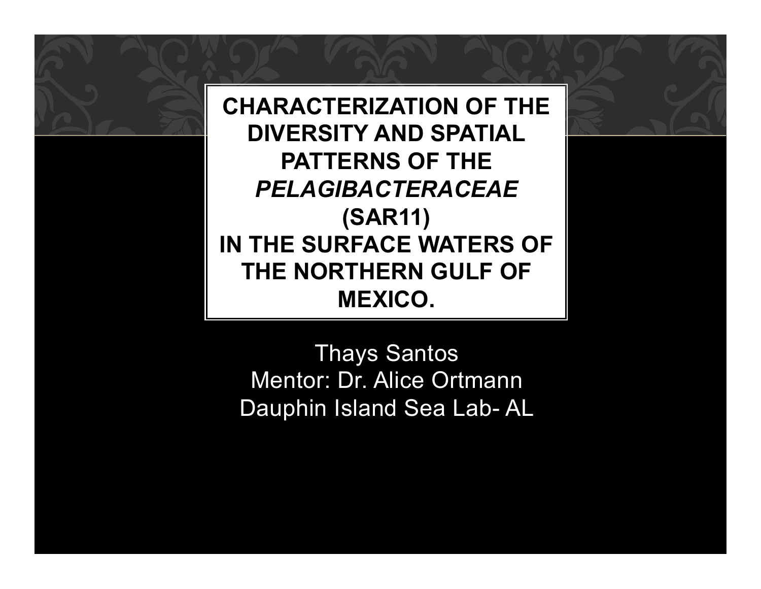# CHARACTERIZATION OF THE DIVERSITY AND SPATIAL PATTERNS OF THE *PELAGIBACTERACEAE* (SAR11) IN THE SURFACE WATERS OF THE NORTHERN GULF OF MEXICO.

Thays Santos
Mentor: Dr. Alice Ortmann
Dauphin Island Sea Lab- AL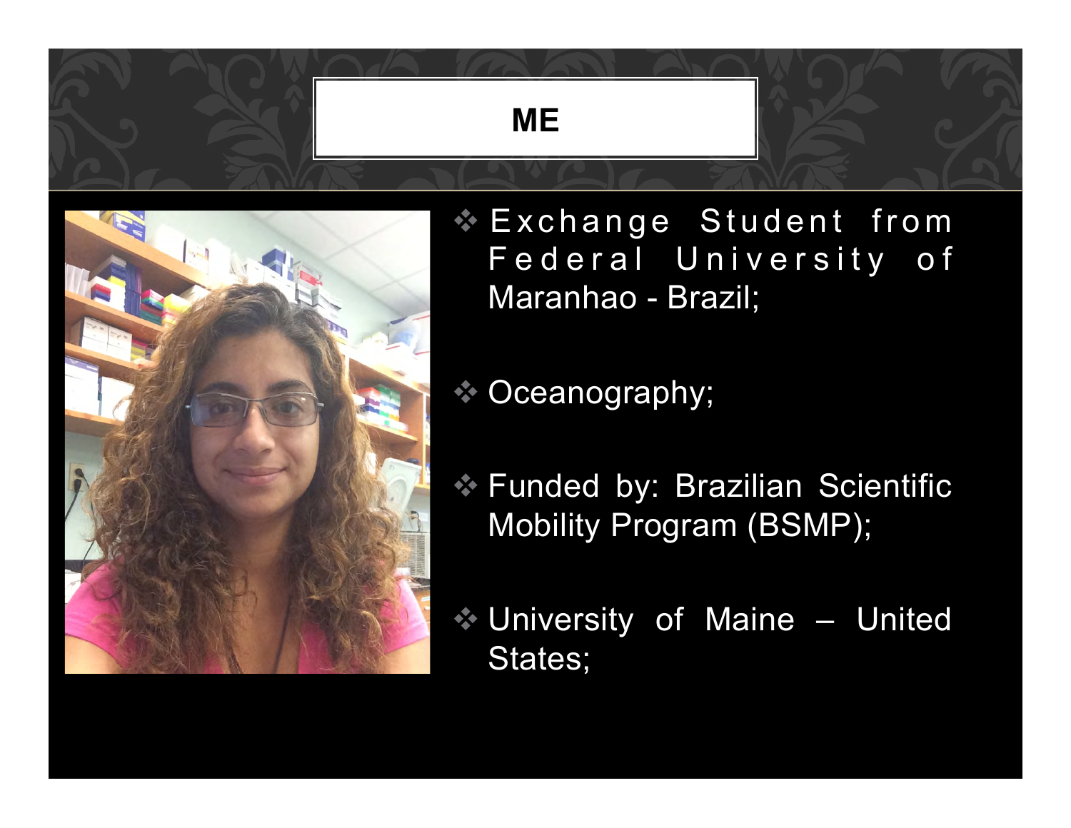# ME

- Exchange Student from Federal University of Maranhao - Brazil;
- Oceanography;
- Funded by: Brazilian Scientific Mobility Program (BSMP);
- University of Maine – United States;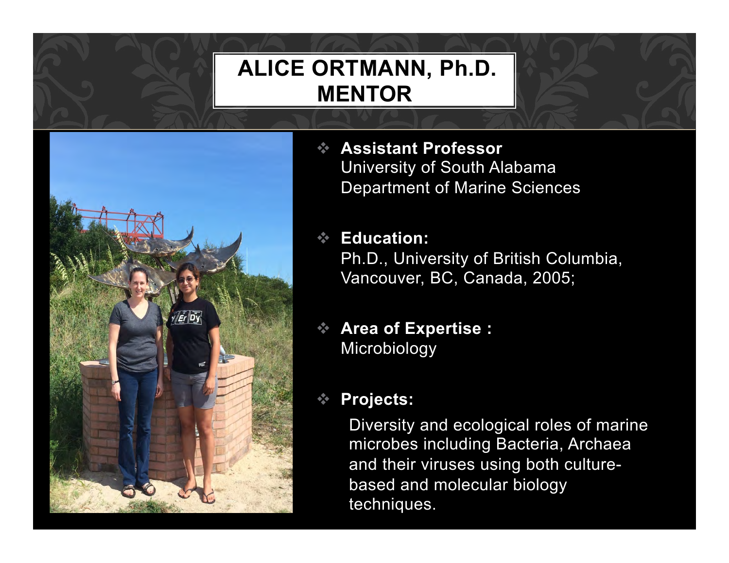# ALICE ORTMANN, Ph.D. MENTOR

- **Assistant Professor**
  University of South Alabama
  Department of Marine Sciences

- **Education:**
  Ph.D., University of British Columbia, Vancouver, BC, Canada, 2005;

- **Area of Expertise :**
  Microbiology

- **Projects:**
  Diversity and ecological roles of marine microbes including Bacteria, Archaea and their viruses using both culture-based and molecular biology techniques.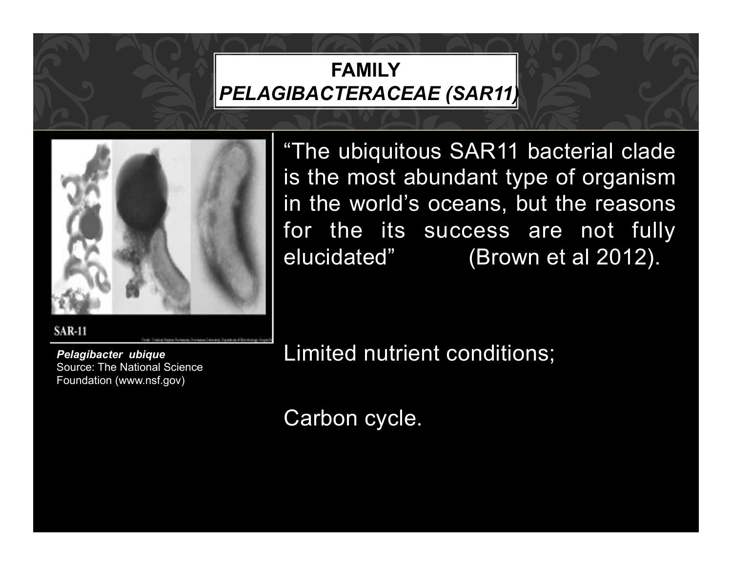# FAMILY *PELAGIBACTERACEAE (SAR11)*

*Pelagibacter ubique*
Source: The National Science Foundation (www.nsf.gov)

"The ubiquitous SAR11 bacterial clade is the most abundant type of organism in the world's oceans, but the reasons for the its success are not fully elucidated" (Brown et al 2012).

Limited nutrient conditions;

Carbon cycle.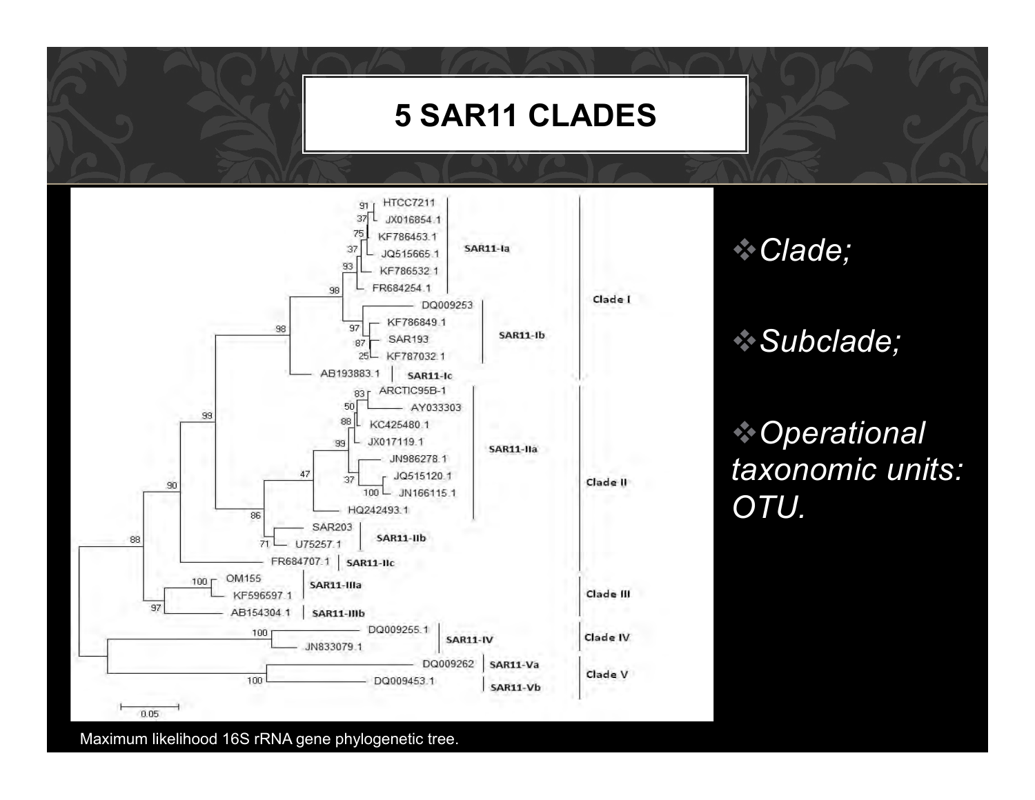# 5 SAR11 CLADES

- *Clade;*
- *Subclade;*
- *Operational taxonomic units: OTU.*

Maximum likelihood 16S rRNA gene phylogenetic tree.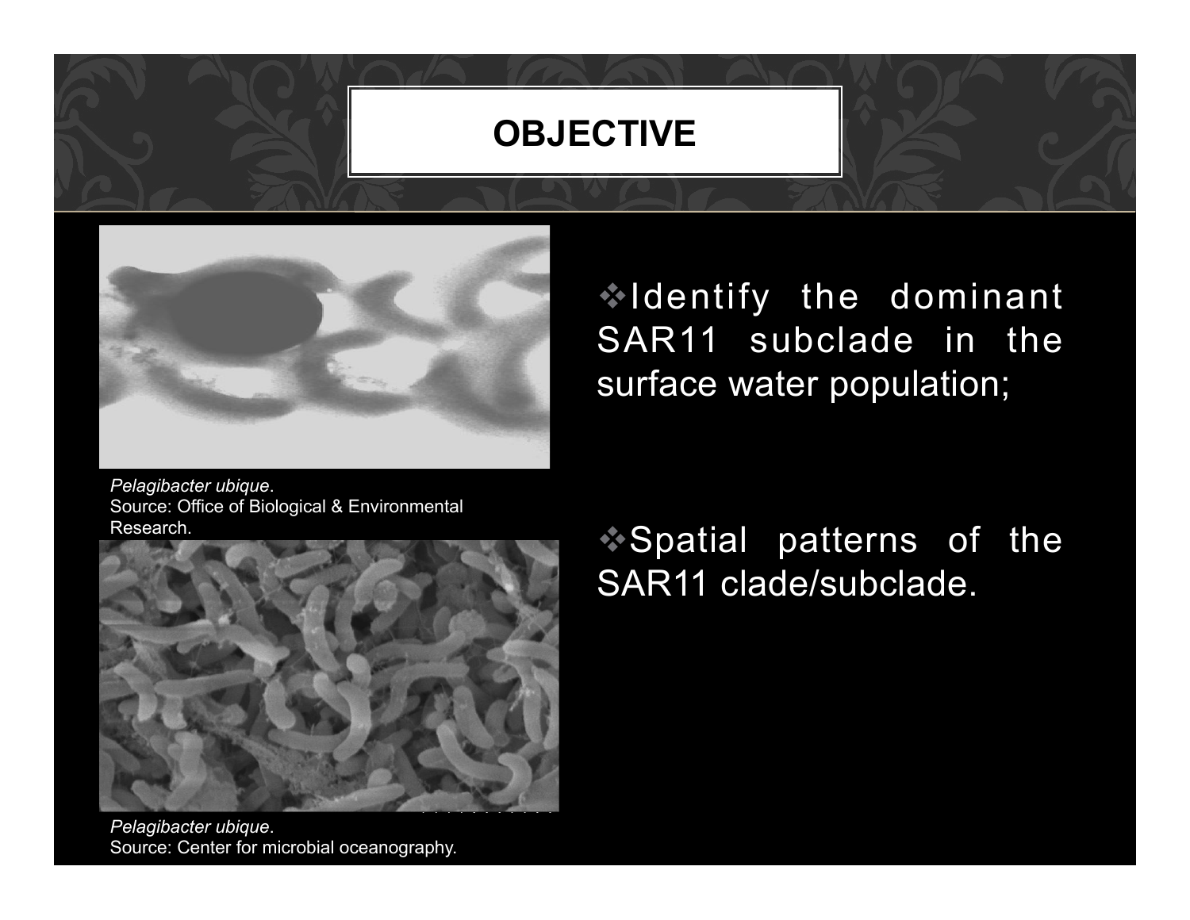# OBJECTIVE

*Pelagibacter ubique*.
Source: Office of Biological & Environmental Research.

*Pelagibacter ubique*.
Source: Center for microbial oceanography.

- Identify the dominant SAR11 subclade in the surface water population;

- Spatial patterns of the SAR11 clade/subclade.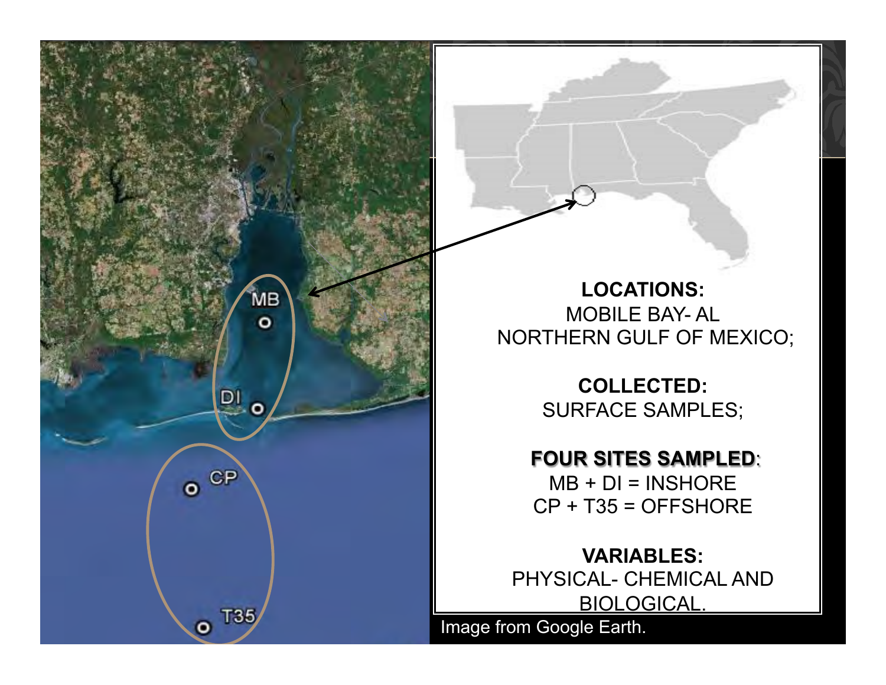**LOCATIONS:**
MOBILE BAY- AL
NORTHERN GULF OF MEXICO;

**COLLECTED:**
SURFACE SAMPLES;

**FOUR SITES SAMPLED:**
MB + DI = INSHORE
CP + T35 = OFFSHORE

**VARIABLES:**
PHYSICAL- CHEMICAL AND BIOLOGICAL.

Image from Google Earth.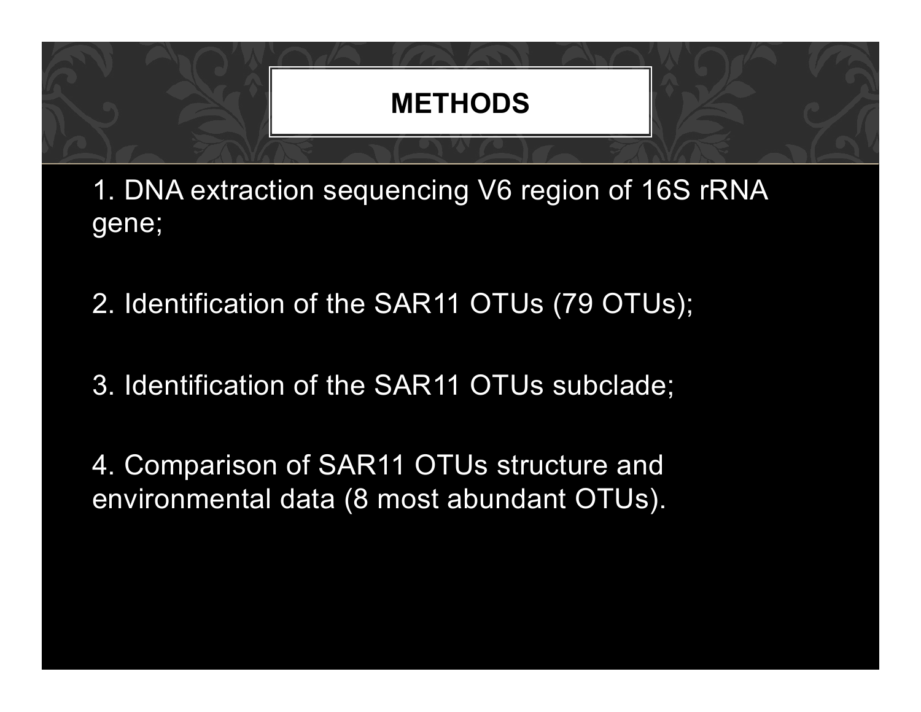# METHODS

1. DNA extraction sequencing V6 region of 16S rRNA gene;

2. Identification of the SAR11 OTUs (79 OTUs);

3. Identification of the SAR11 OTUs subclade;

4. Comparison of SAR11 OTUs structure and environmental data (8 most abundant OTUs).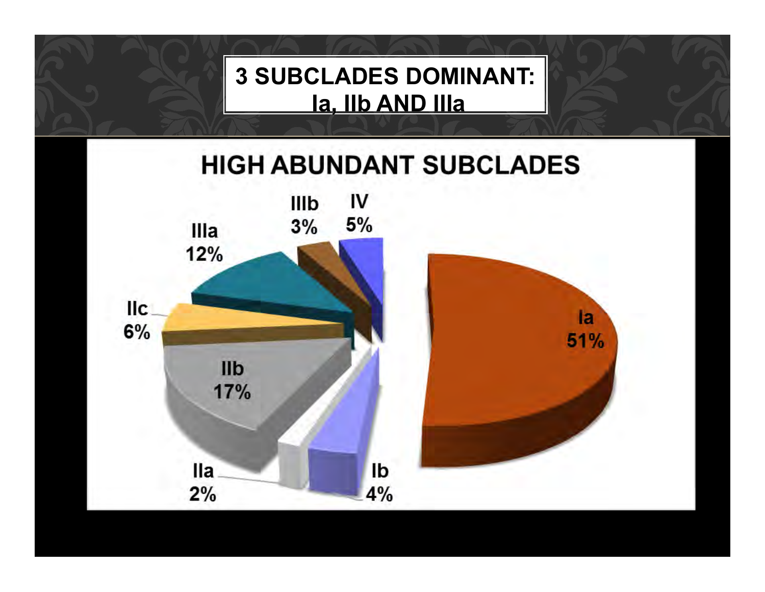# 3 SUBCLADES DOMINANT: Ia, IIb AND IIIa

## HIGH ABUNDANT SUBCLADES

| Subclade | Percentage |
|---|---|
| Ia | 51% |
| Ib | 4% |
| IIa | 2% |
| IIb | 17% |
| IIc | 6% |
| IIIa | 12% |
| IIIb | 3% |
| IV | 5% |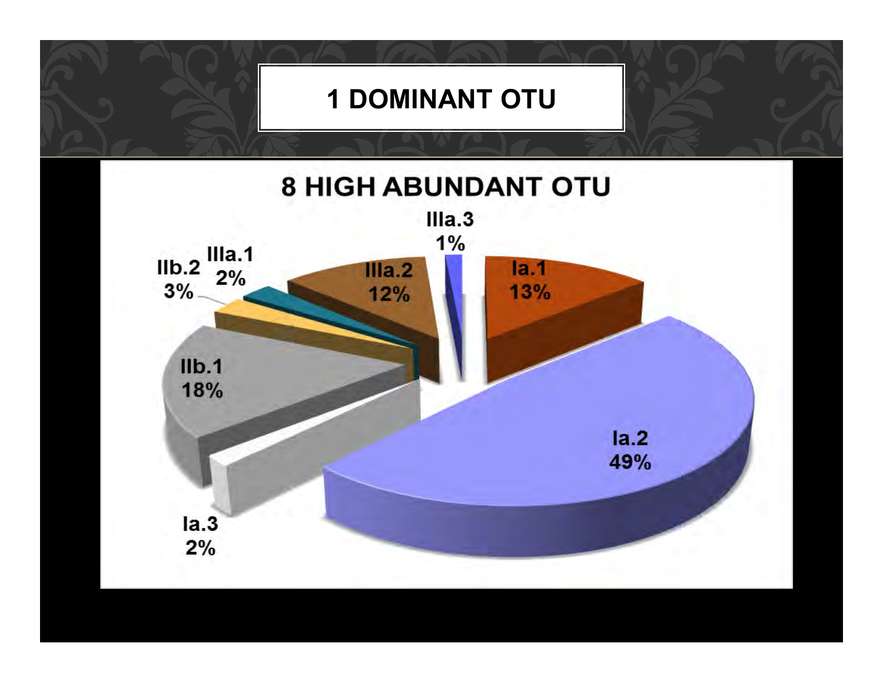# 1 DOMINANT OTU

## 8 HIGH ABUNDANT OTU

| OTU | Percentage |
|---|---|
| IIIa.3 | 1% |
| Ia.1 | 13% |
| Ia.2 | 49% |
| Ia.3 | 2% |
| IIb.1 | 18% |
| IIb.2 | 3% |
| IIIa.1 | 2% |
| IIIa.2 | 12% |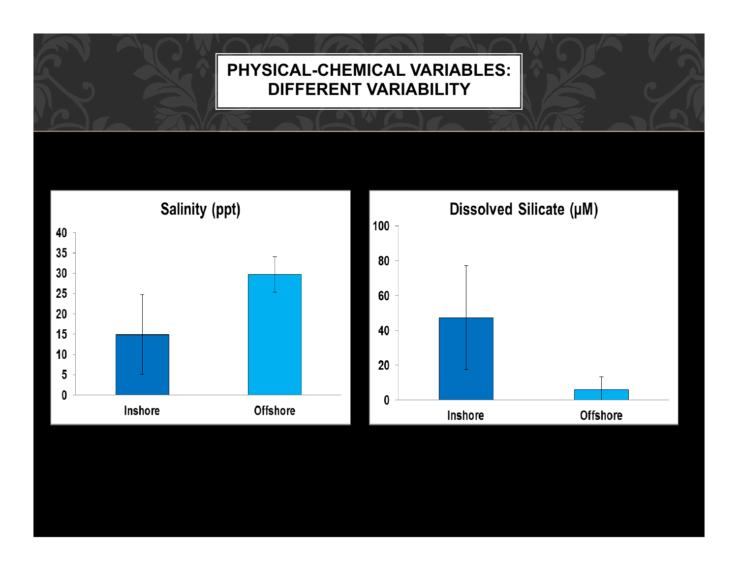# PHYSICAL-CHEMICAL VARIABLES: DIFFERENT VARIABILITY

**Salinity (ppt)**

40
35
30
25
20
15
10
5
0

Inshore    Offshore

**Dissolved Silicate (µM)**

100
80
60
40
20
0

Inshore    Offshore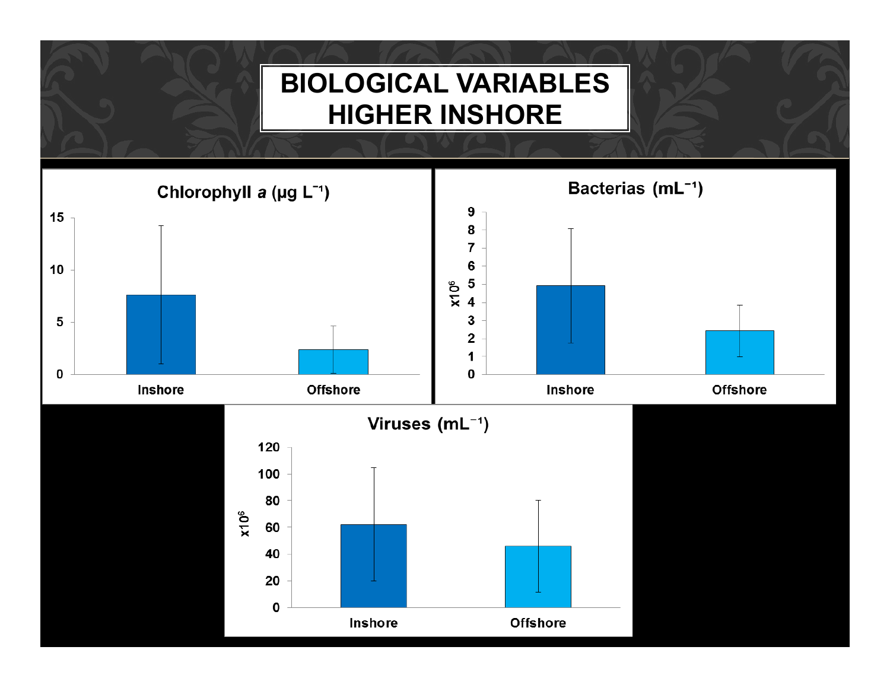# BIOLOGICAL VARIABLES HIGHER INSHORE

**Chlorophyll *a* (μg L⁻¹)**

15
10
5
0

Inshore | Offshore

**Bacterias (mL⁻¹)**

$\times 10^6$

9
8
7
6
5
4
3
2
1
0

Inshore | Offshore

**Viruses (mL⁻¹)**

$\times 10^6$

120
100
80
60
40
20
0

Inshore | Offshore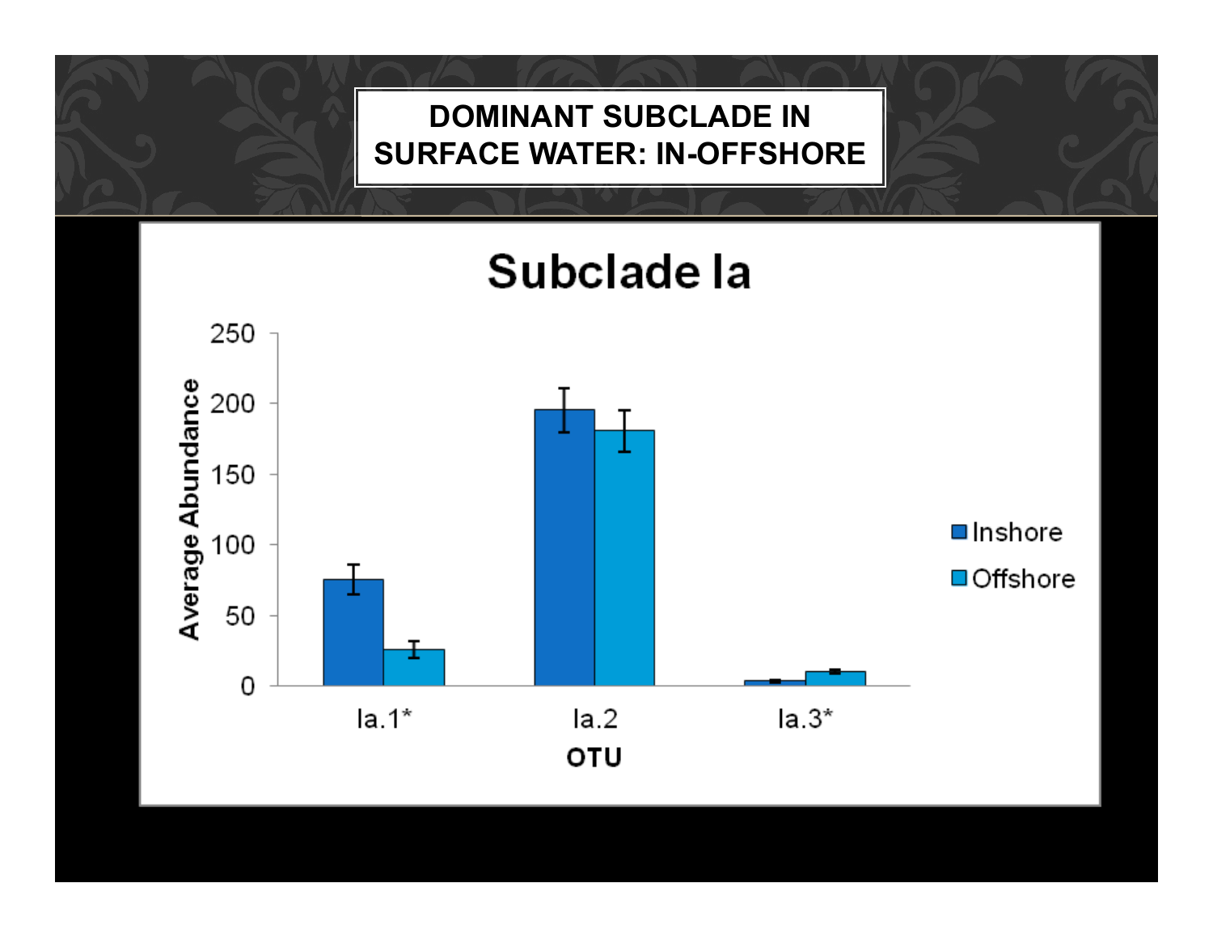# DOMINANT SUBCLADE IN SURFACE WATER: IN-OFFSHORE

## Subclade Ia

| OTU | Inshore | Offshore |
|---|---|---|
| Ia.1* | ~75 | ~26 |
| Ia.2 | ~195 | ~180 |
| Ia.3* | ~4 | ~10 |

Y-axis: Average Abundance (0–250)
X-axis: OTU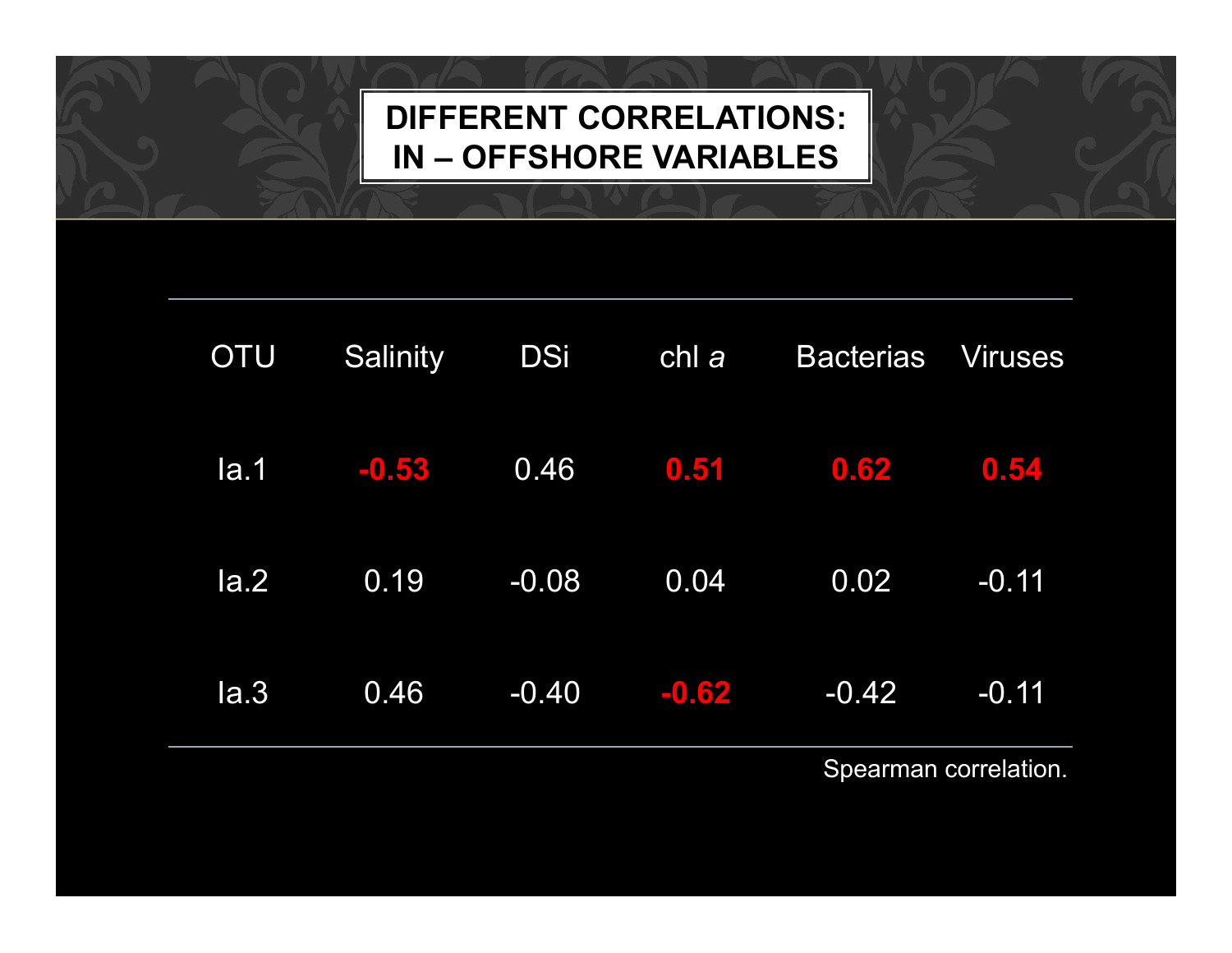# DIFFERENT CORRELATIONS: IN – OFFSHORE VARIABLES

| OTU | Salinity | DSi | chl *a* | Bacterias | Viruses |
|---|---|---|---|---|---|
| Ia.1 | **-0.53** | 0.46 | **0.51** | **0.62** | **0.54** |
| Ia.2 | 0.19 | -0.08 | 0.04 | 0.02 | -0.11 |
| Ia.3 | 0.46 | -0.40 | **-0.62** | -0.42 | -0.11 |

Spearman correlation.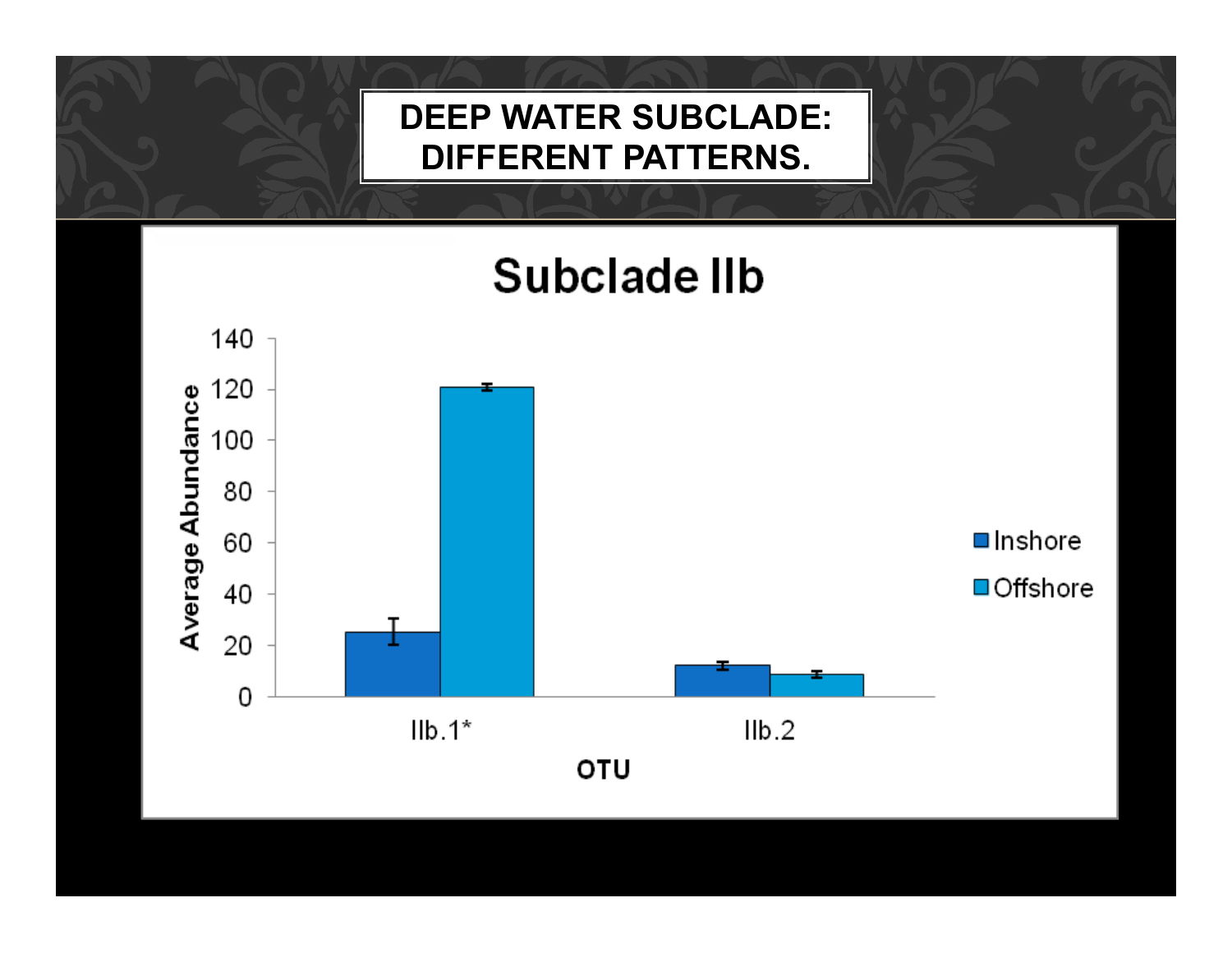# DEEP WATER SUBCLADE: DIFFERENT PATTERNS.

## Subclade IIb

| OTU | Inshore | Offshore |
| --- | --- | --- |
| IIb.1* | ~25 | ~121 |
| IIb.2 | ~12 | ~9 |

Y-axis: Average Abundance (0–140)

X-axis: OTU

Legend: Inshore, Offshore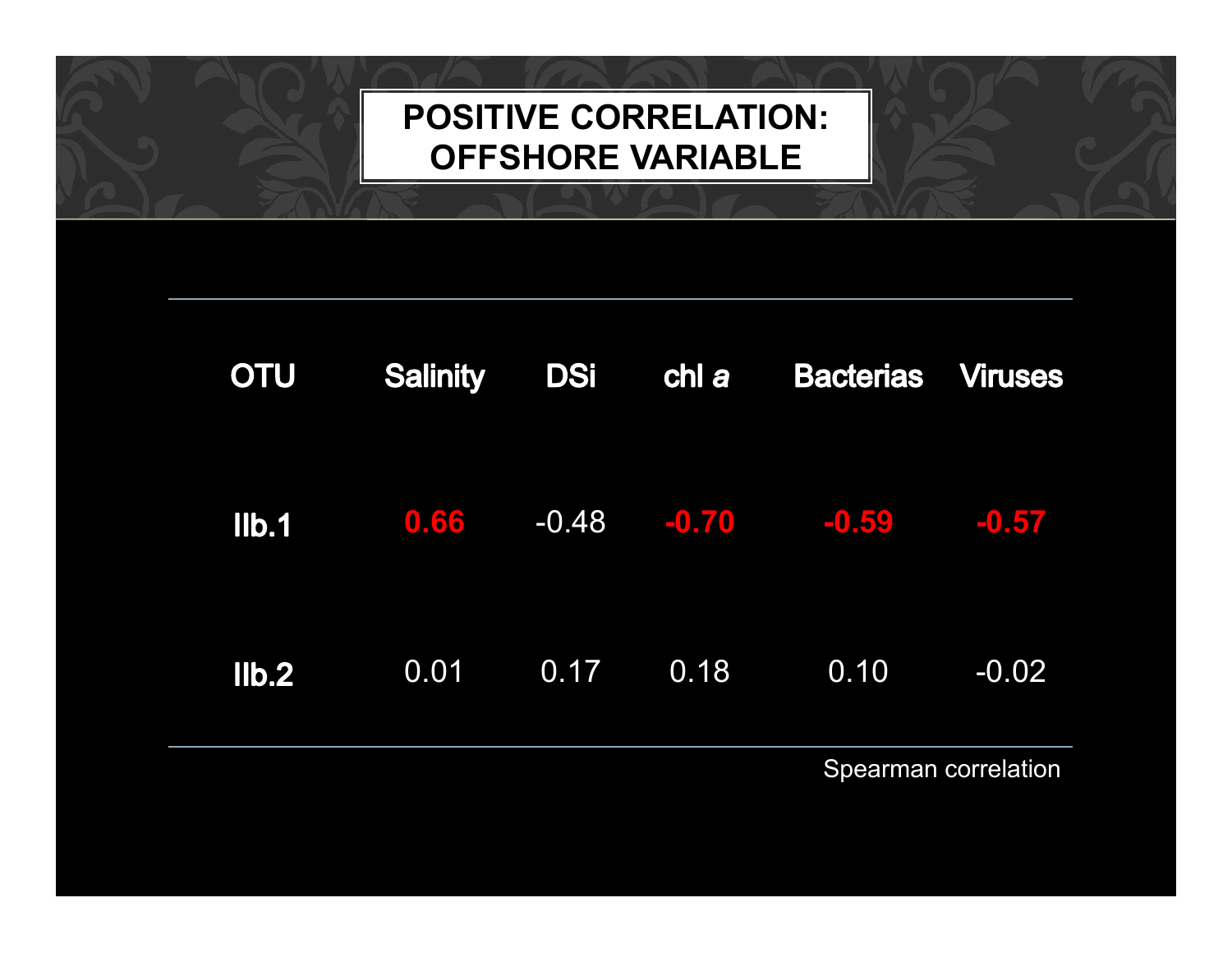# POSITIVE CORRELATION: OFFSHORE VARIABLE

| OTU | Salinity | DSi | chl *a* | Bacterias | Viruses |
|---|---|---|---|---|---|
| **IIb.1** | **0.66** | -0.48 | **-0.70** | **-0.59** | **-0.57** |
| **IIb.2** | 0.01 | 0.17 | 0.18 | 0.10 | -0.02 |

Spearman correlation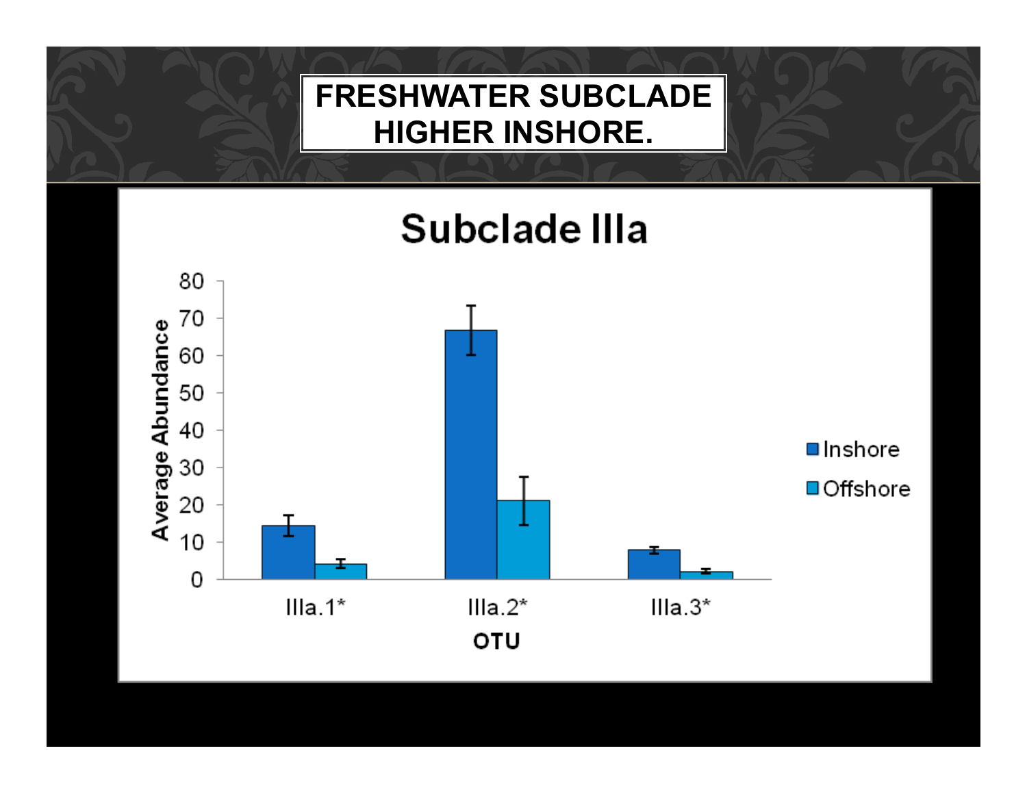# FRESHWATER SUBCLADE HIGHER INSHORE.

## Subclade IIIa

Average Abundance

OTU

| OTU | Inshore | Offshore |
|---|---|---|
| IIIa.1* | ~14 | ~4 |
| IIIa.2* | ~67 | ~21 |
| IIIa.3* | ~8 | ~2 |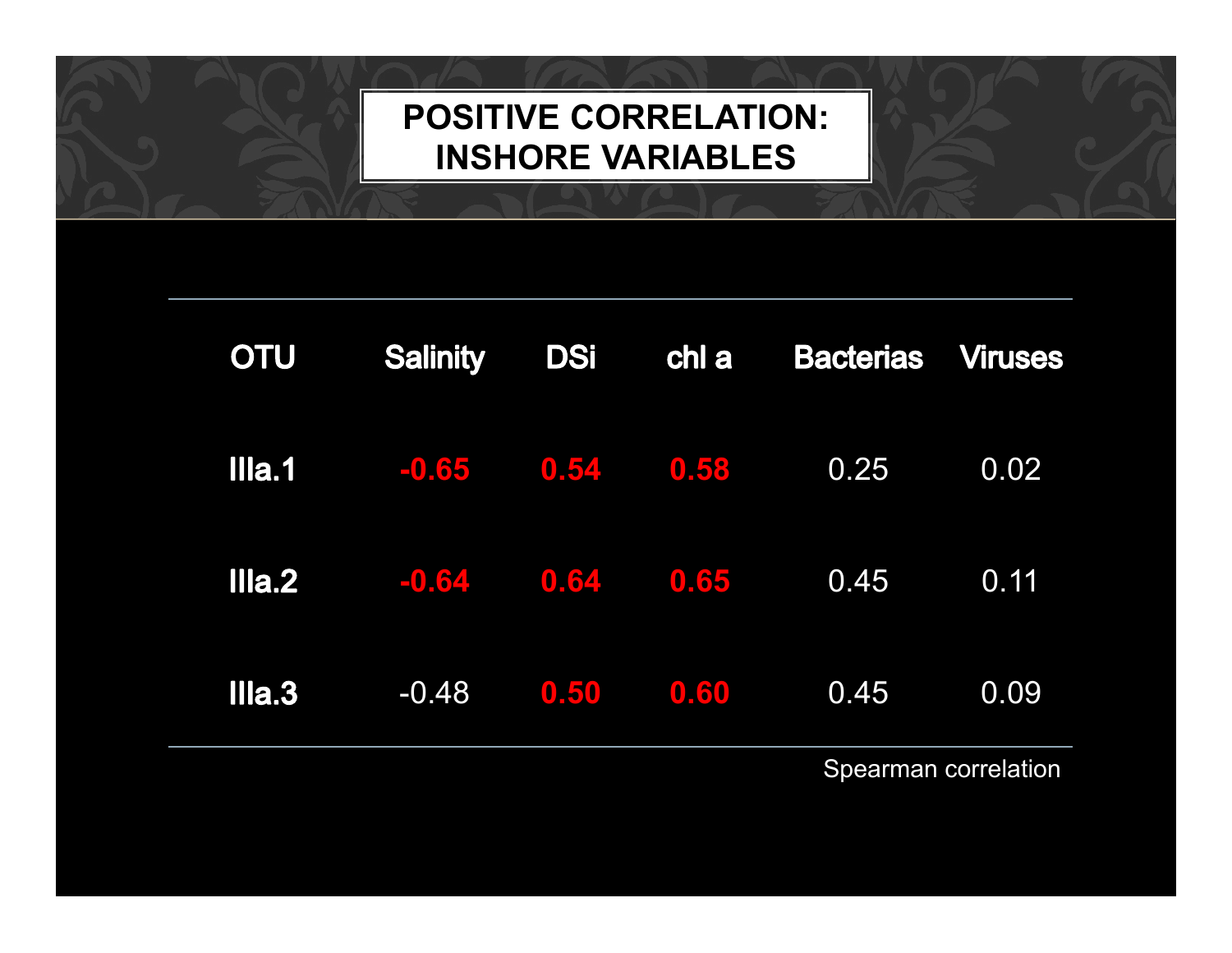# POSITIVE CORRELATION: INSHORE VARIABLES

| OTU | Salinity | DSi | chl a | Bacterias | Viruses |
|---|---|---|---|---|---|
| **IIIa.1** | **-0.65** | **0.54** | **0.58** | 0.25 | 0.02 |
| **IIIa.2** | **-0.64** | **0.64** | **0.65** | 0.45 | 0.11 |
| **IIIa.3** | -0.48 | **0.50** | **0.60** | 0.45 | 0.09 |

Spearman correlation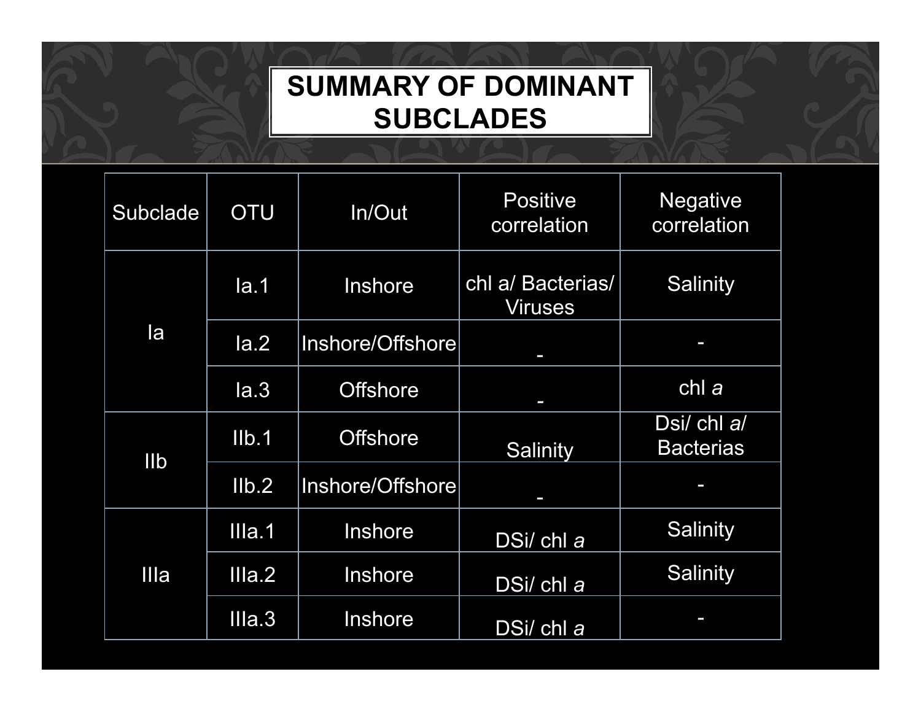# SUMMARY OF DOMINANT SUBCLADES

| Subclade | OTU | In/Out | Positive correlation | Negative correlation |
|---|---|---|---|---|
| Ia | Ia.1 | Inshore | chl a/ Bacterias/ Viruses | Salinity |
| | Ia.2 | Inshore/Offshore | - | - |
| | Ia.3 | Offshore | - | chl *a* |
| IIb | IIb.1 | Offshore | Salinity | Dsi/ chl *a*/ Bacterias |
| | IIb.2 | Inshore/Offshore | - | - |
| IIIa | IIIa.1 | Inshore | DSi/ chl *a* | Salinity |
| | IIIa.2 | Inshore | DSi/ chl *a* | Salinity |
| | IIIa.3 | Inshore | DSi/ chl *a* | - |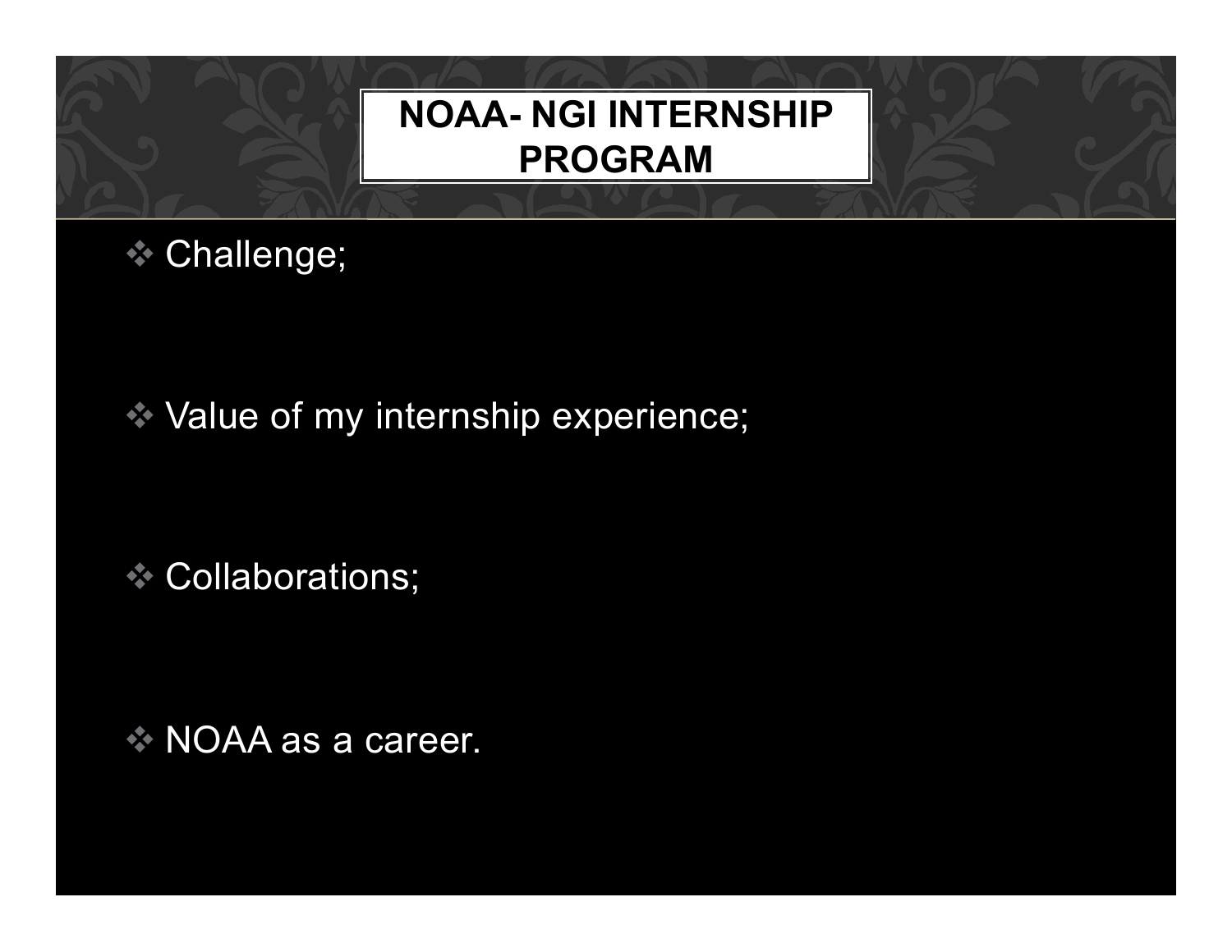# NOAA- NGI INTERNSHIP PROGRAM

- Challenge;
- Value of my internship experience;
- Collaborations;
- NOAA as a career.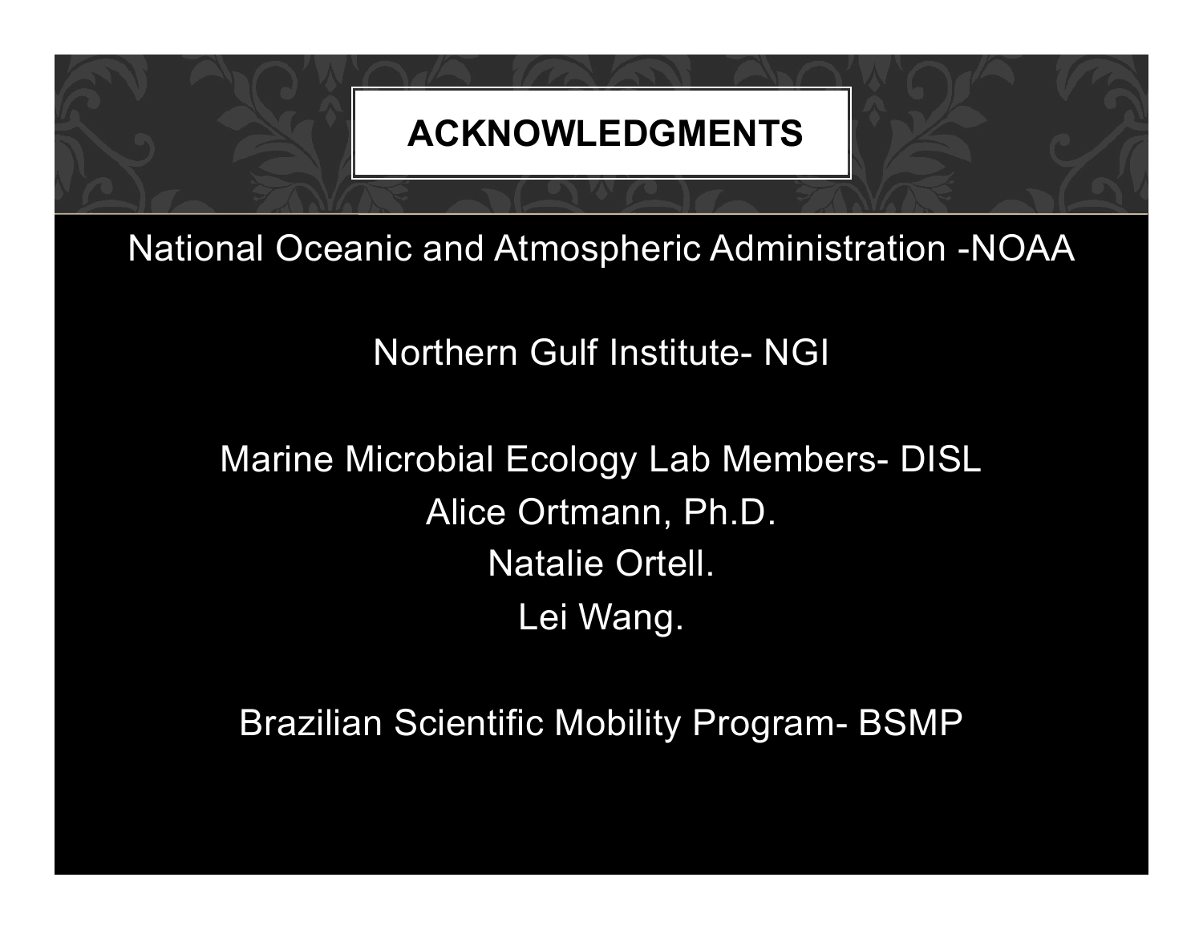# ACKNOWLEDGMENTS

National Oceanic and Atmospheric Administration -NOAA

Northern Gulf Institute- NGI

Marine Microbial Ecology Lab Members- DISL

Alice Ortmann, Ph.D.

Natalie Ortell.

Lei Wang.

Brazilian Scientific Mobility Program- BSMP